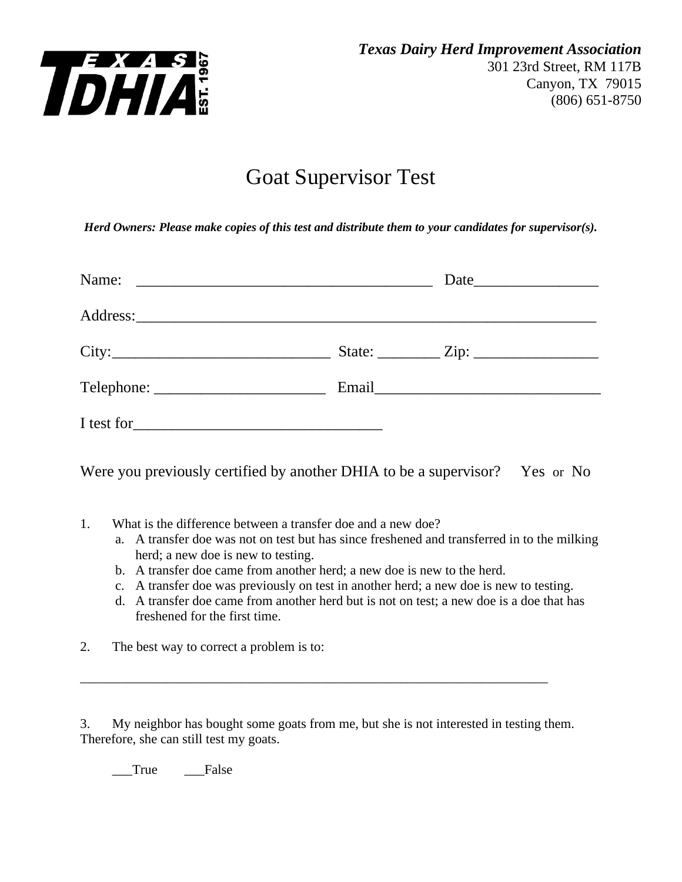TEXAS TDHIA EST. 1967

***Texas Dairy Herd Improvement Association***
301 23rd Street, RM 117B
Canyon, TX 79015
(806) 651-8750

# Goat Supervisor Test

***Herd Owners: Please make copies of this test and distribute them to your candidates for supervisor(s).***

Name: ______________________________________ Date________________

Address:_____________________________________________________________

City:____________________________ State: ________ Zip: ________________

Telephone: ______________________ Email_____________________________

I test for________________________________

Were you previously certified by another DHIA to be a supervisor? Yes or No

1. What is the difference between a transfer doe and a new doe?
   a. A transfer doe was not on test but has since freshened and transferred in to the milking herd; a new doe is new to testing.
   b. A transfer doe came from another herd; a new doe is new to the herd.
   c. A transfer doe was previously on test in another herd; a new doe is new to testing.
   d. A transfer doe came from another herd but is not on test; a new doe is a doe that has freshened for the first time.

2. The best way to correct a problem is to:

_____________________________________________________________

3. My neighbor has bought some goats from me, but she is not interested in testing them. Therefore, she can still test my goats.

   ___True ___False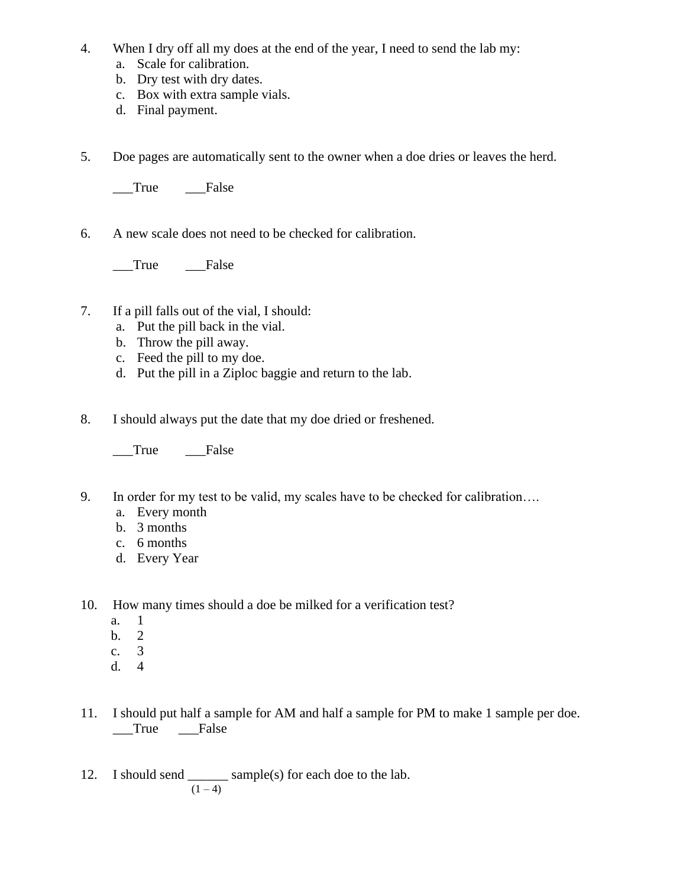4. When I dry off all my does at the end of the year, I need to send the lab my:
   a. Scale for calibration.
   b. Dry test with dry dates.
   c. Box with extra sample vials.
   d. Final payment.

5. Doe pages are automatically sent to the owner when a doe dries or leaves the herd.

   ___True ___False

6. A new scale does not need to be checked for calibration.

   ___True ___False

7. If a pill falls out of the vial, I should:
   a. Put the pill back in the vial.
   b. Throw the pill away.
   c. Feed the pill to my doe.
   d. Put the pill in a Ziploc baggie and return to the lab.

8. I should always put the date that my doe dried or freshened.

   ___True ___False

9. In order for my test to be valid, my scales have to be checked for calibration….
   a. Every month
   b. 3 months
   c. 6 months
   d. Every Year

10. How many times should a doe be milked for a verification test?
    a. 1
    b. 2
    c. 3
    d. 4

11. I should put half a sample for AM and half a sample for PM to make 1 sample per doe.
    ___True ___False

12. I should send ______ sample(s) for each doe to the lab.
    (1 – 4)